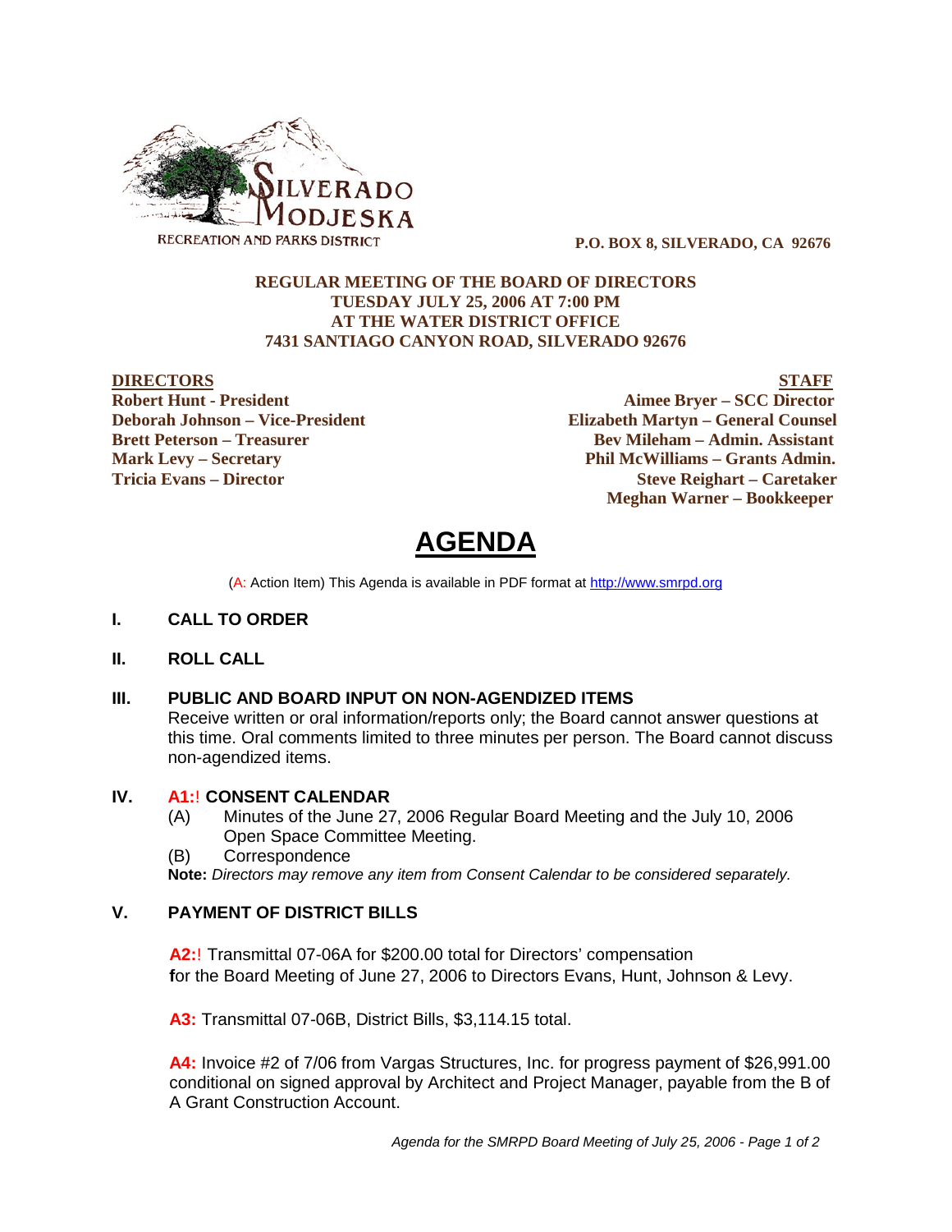SILVERADO MODJESKA
RECREATION AND PARKS DISTRICT

**P.O. BOX 8, SILVERADO, CA 92676**

**REGULAR MEETING OF THE BOARD OF DIRECTORS**
**TUESDAY JULY 25, 2006 AT 7:00 PM**
**AT THE WATER DISTRICT OFFICE**
**7431 SANTIAGO CANYON ROAD, SILVERADO 92676**

| **DIRECTORS** | **STAFF** |
|---|---|
| **Robert Hunt - President** | **Aimee Bryer – SCC Director** |
| **Deborah Johnson – Vice-President** | **Elizabeth Martyn – General Counsel** |
| **Brett Peterson – Treasurer** | **Bev Mileham – Admin. Assistant** |
| **Mark Levy – Secretary** | **Phil McWilliams – Grants Admin.** |
| **Tricia Evans – Director** | **Steve Reighart – Caretaker** |
| | **Meghan Warner – Bookkeeper** |

# AGENDA

(A: Action Item) This Agenda is available in PDF format at http://www.smrpd.org

## I. CALL TO ORDER

## II. ROLL CALL

## III. PUBLIC AND BOARD INPUT ON NON-AGENDIZED ITEMS

Receive written or oral information/reports only; the Board cannot answer questions at this time. Oral comments limited to three minutes per person. The Board cannot discuss non-agendized items.

## IV. A1:! CONSENT CALENDAR

(A) Minutes of the June 27, 2006 Regular Board Meeting and the July 10, 2006 Open Space Committee Meeting.

(B) Correspondence

**Note:** *Directors may remove any item from Consent Calendar to be considered separately.*

## V. PAYMENT OF DISTRICT BILLS

**A2:**! Transmittal 07-06A for $200.00 total for Directors' compensation **f**or the Board Meeting of June 27, 2006 to Directors Evans, Hunt, Johnson & Levy.

**A3:** Transmittal 07-06B, District Bills, $3,114.15 total.

**A4:** Invoice #2 of 7/06 from Vargas Structures, Inc. for progress payment of $26,991.00 conditional on signed approval by Architect and Project Manager, payable from the B of A Grant Construction Account.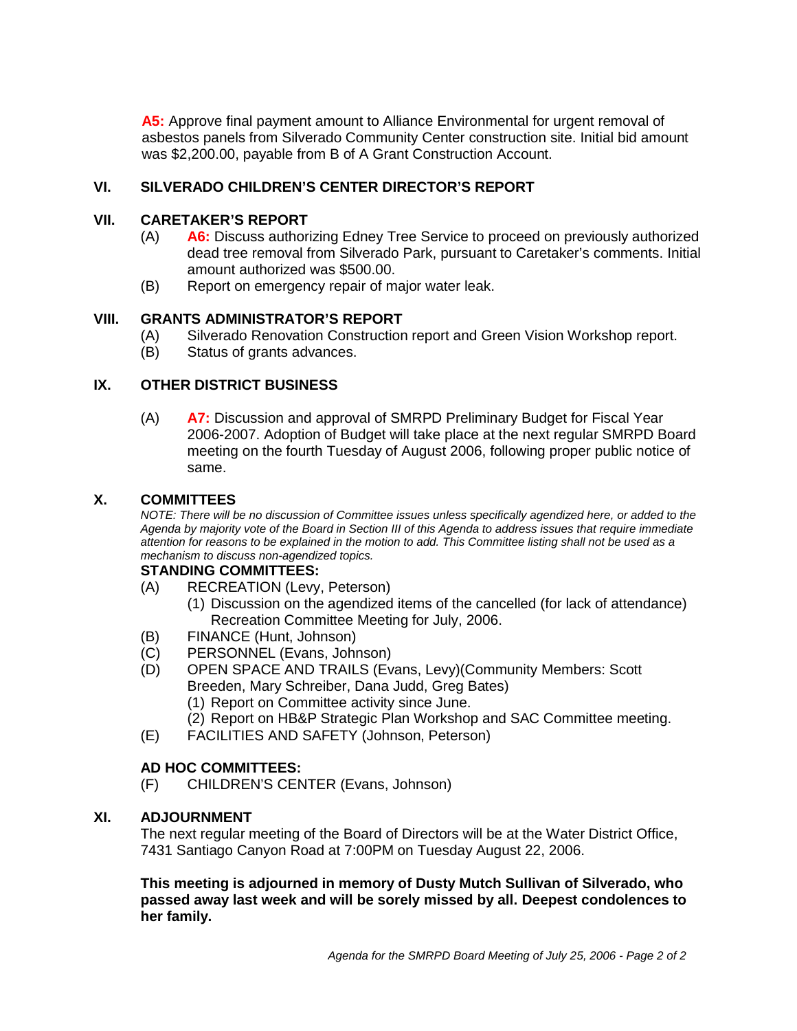**A5:** Approve final payment amount to Alliance Environmental for urgent removal of asbestos panels from Silverado Community Center construction site. Initial bid amount was $2,200.00, payable from B of A Grant Construction Account.

## VI. SILVERADO CHILDREN'S CENTER DIRECTOR'S REPORT

## VII. CARETAKER'S REPORT

(A) **A6:** Discuss authorizing Edney Tree Service to proceed on previously authorized dead tree removal from Silverado Park, pursuant to Caretaker's comments. Initial amount authorized was $500.00.

(B) Report on emergency repair of major water leak.

## VIII. GRANTS ADMINISTRATOR'S REPORT

(A) Silverado Renovation Construction report and Green Vision Workshop report.

(B) Status of grants advances.

## IX. OTHER DISTRICT BUSINESS

(A) **A7:** Discussion and approval of SMRPD Preliminary Budget for Fiscal Year 2006-2007. Adoption of Budget will take place at the next regular SMRPD Board meeting on the fourth Tuesday of August 2006, following proper public notice of same.

## X. COMMITTEES

*NOTE: There will be no discussion of Committee issues unless specifically agendized here, or added to the Agenda by majority vote of the Board in Section III of this Agenda to address issues that require immediate attention for reasons to be explained in the motion to add. This Committee listing shall not be used as a mechanism to discuss non-agendized topics.*

**STANDING COMMITTEES:**

(A) RECREATION (Levy, Peterson)
  (1) Discussion on the agendized items of the cancelled (for lack of attendance) Recreation Committee Meeting for July, 2006.

(B) FINANCE (Hunt, Johnson)

(C) PERSONNEL (Evans, Johnson)

(D) OPEN SPACE AND TRAILS (Evans, Levy)(Community Members: Scott Breeden, Mary Schreiber, Dana Judd, Greg Bates)
  (1) Report on Committee activity since June.
  (2) Report on HB&P Strategic Plan Workshop and SAC Committee meeting.

(E) FACILITIES AND SAFETY (Johnson, Peterson)

**AD HOC COMMITTEES:**

(F) CHILDREN'S CENTER (Evans, Johnson)

## XI. ADJOURNMENT

The next regular meeting of the Board of Directors will be at the Water District Office, 7431 Santiago Canyon Road at 7:00PM on Tuesday August 22, 2006.

**This meeting is adjourned in memory of Dusty Mutch Sullivan of Silverado, who passed away last week and will be sorely missed by all. Deepest condolences to her family.**